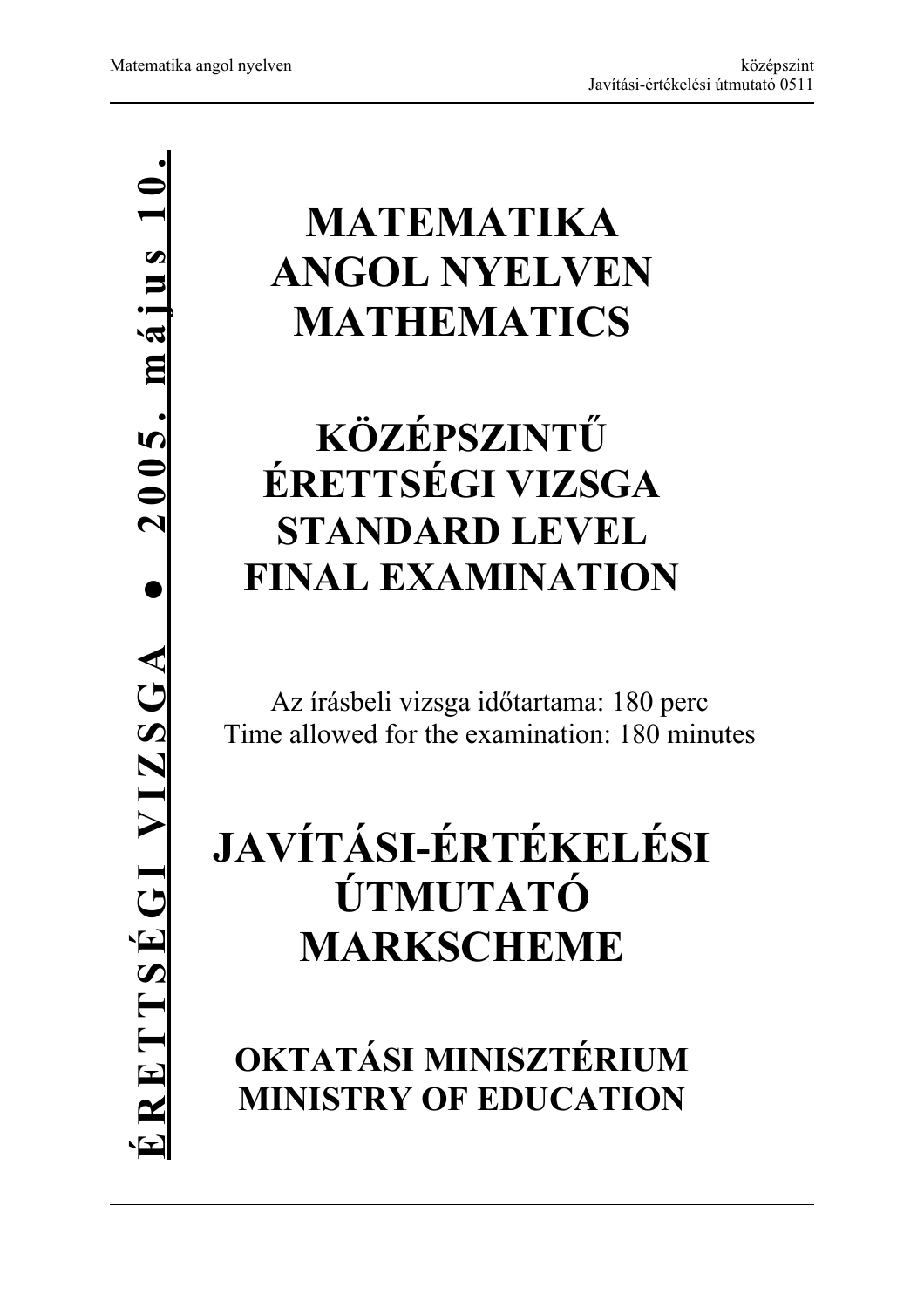**ÉRETTSÉGI VIZSGA ● 2005. május 10.**

# MATEMATIKA ANGOL NYELVEN MATHEMATICS

# KÖZÉPSZINTŰ ÉRETTSÉGI VIZSGA STANDARD LEVEL FINAL EXAMINATION

Az írásbeli vizsga időtartama: 180 perc
Time allowed for the examination: 180 minutes

# JAVÍTÁSI-ÉRTÉKELÉSI ÚTMUTATÓ MARKSCHEME

## OKTATÁSI MINISZTÉRIUM MINISTRY OF EDUCATION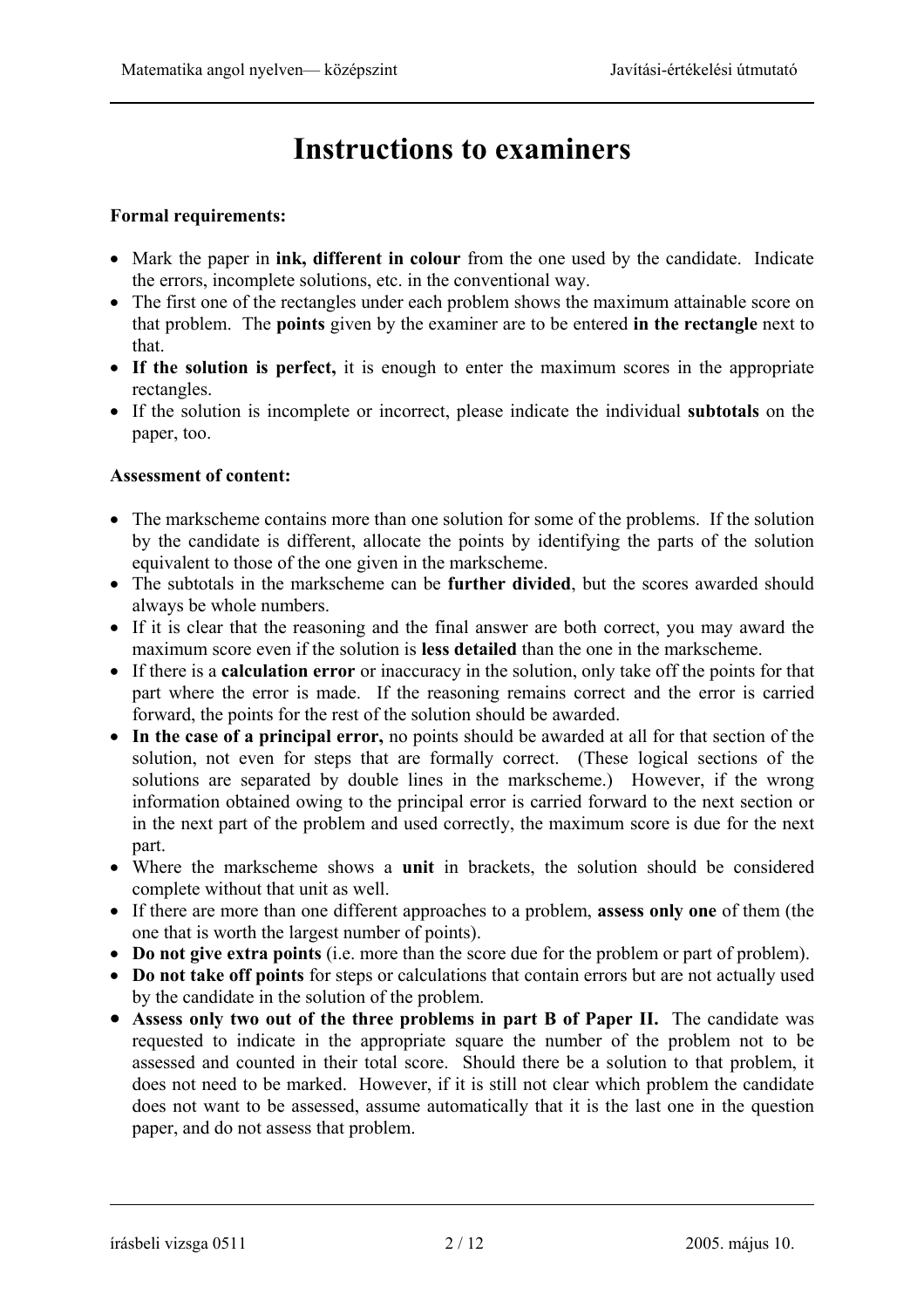# Instructions to examiners

**Formal requirements:**

- Mark the paper in **ink, different in colour** from the one used by the candidate. Indicate the errors, incomplete solutions, etc. in the conventional way.
- The first one of the rectangles under each problem shows the maximum attainable score on that problem. The **points** given by the examiner are to be entered **in the rectangle** next to that.
- **If the solution is perfect,** it is enough to enter the maximum scores in the appropriate rectangles.
- If the solution is incomplete or incorrect, please indicate the individual **subtotals** on the paper, too.

**Assessment of content:**

- The markscheme contains more than one solution for some of the problems. If the solution by the candidate is different, allocate the points by identifying the parts of the solution equivalent to those of the one given in the markscheme.
- The subtotals in the markscheme can be **further divided**, but the scores awarded should always be whole numbers.
- If it is clear that the reasoning and the final answer are both correct, you may award the maximum score even if the solution is **less detailed** than the one in the markscheme.
- If there is a **calculation error** or inaccuracy in the solution, only take off the points for that part where the error is made. If the reasoning remains correct and the error is carried forward, the points for the rest of the solution should be awarded.
- **In the case of a principal error,** no points should be awarded at all for that section of the solution, not even for steps that are formally correct. (These logical sections of the solutions are separated by double lines in the markscheme.) However, if the wrong information obtained owing to the principal error is carried forward to the next section or in the next part of the problem and used correctly, the maximum score is due for the next part.
- Where the markscheme shows a **unit** in brackets, the solution should be considered complete without that unit as well.
- If there are more than one different approaches to a problem, **assess only one** of them (the one that is worth the largest number of points).
- **Do not give extra points** (i.e. more than the score due for the problem or part of problem).
- **Do not take off points** for steps or calculations that contain errors but are not actually used by the candidate in the solution of the problem.
- **Assess only two out of the three problems in part B of Paper II.** The candidate was requested to indicate in the appropriate square the number of the problem not to be assessed and counted in their total score. Should there be a solution to that problem, it does not need to be marked. However, if it is still not clear which problem the candidate does not want to be assessed, assume automatically that it is the last one in the question paper, and do not assess that problem.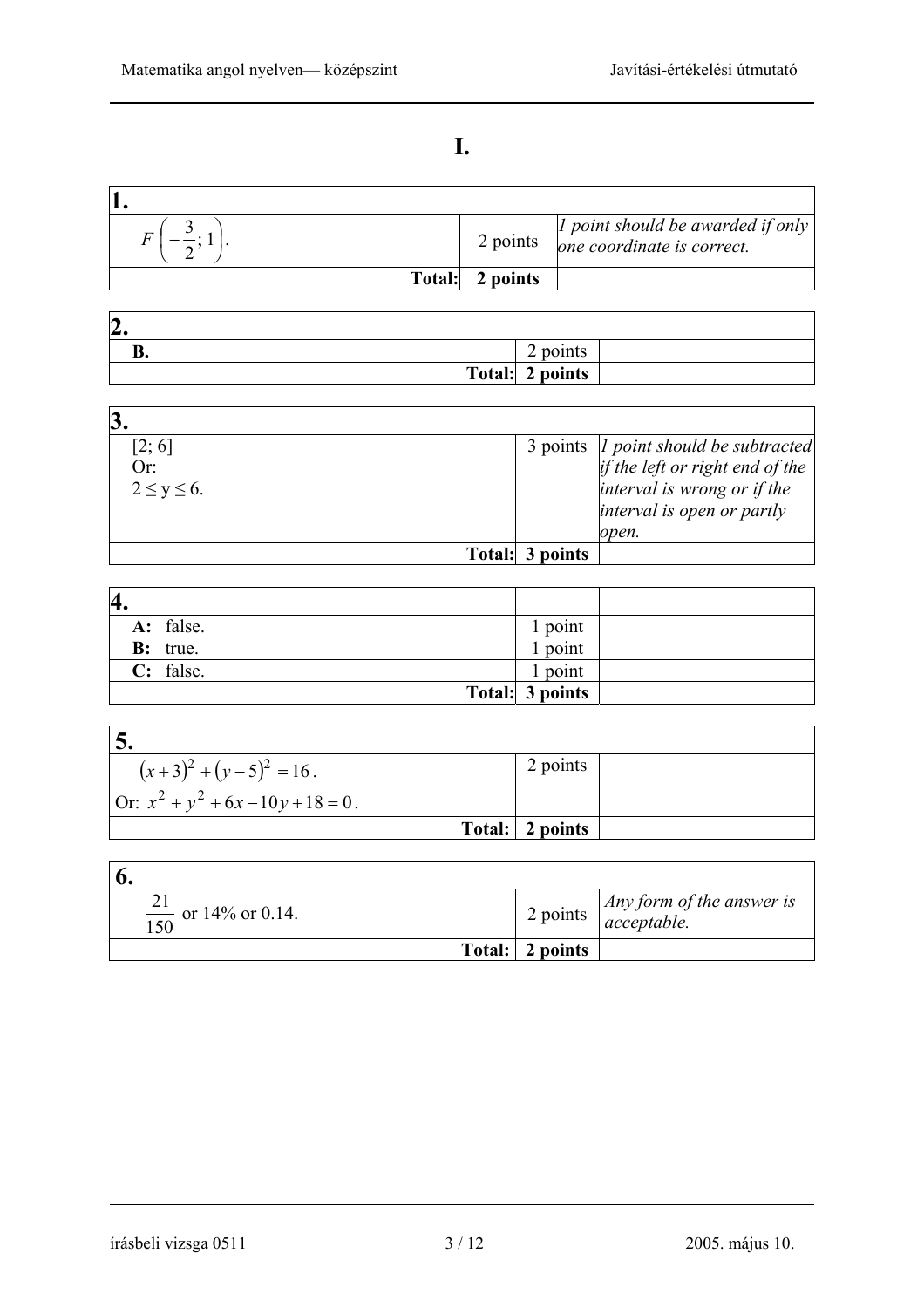# I.

| 1. | | |
|---|---|---|
| $F\left(-\frac{3}{2}; 1\right)$. | 2 points | *1 point should be awarded if only one coordinate is correct.* |
| **Total:** | **2 points** | |

| 2. | | |
|---|---|---|
| **B.** | 2 points | |
| **Total:** | **2 points** | |

| 3. | | |
|---|---|---|
| [2; 6] Or: $2 \le y \le 6$. | 3 points | *1 point should be subtracted if the left or right end of the interval is wrong or if the interval is open or partly open.* |
| **Total:** | **3 points** | |

| 4. | | |
|---|---|---|
| **A:** false. | 1 point | |
| **B:** true. | 1 point | |
| **C:** false. | 1 point | |
| **Total:** | **3 points** | |

| 5. | | |
|---|---|---|
| $(x+3)^2 + (y-5)^2 = 16$. Or: $x^2 + y^2 + 6x - 10y + 18 = 0$. | 2 points | |
| **Total:** | **2 points** | |

| 6. | | |
|---|---|---|
| $\frac{21}{150}$ or 14% or 0.14. | 2 points | *Any form of the answer is acceptable.* |
| **Total:** | **2 points** | |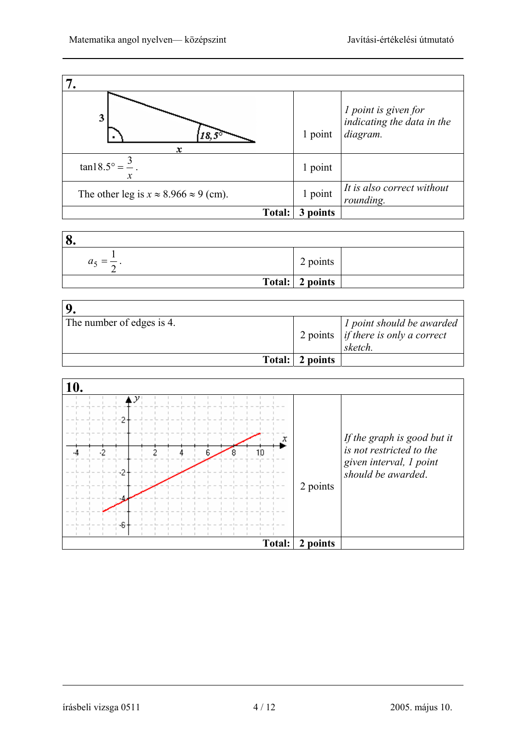| **7.** | | |
|---|---|---|
| (diagram: right triangle with leg 3, other leg $x$, angle 18,5°) | 1 point | *1 point is given for indicating the data in the diagram.* |
| $\tan 18.5° = \frac{3}{x}$. | 1 point | |
| The other leg is $x \approx 8.966 \approx 9$ (cm). | 1 point | *It is also correct without rounding.* |
| **Total:** | **3 points** | |

| **8.** | | |
|---|---|---|
| $a_5 = \frac{1}{2}$. | 2 points | |
| **Total:** | **2 points** | |

| **9.** | | |
|---|---|---|
| The number of edges is 4. | 2 points | *1 point should be awarded if there is only a correct sketch.* |
| **Total:** | **2 points** | |

| **10.** | | |
|---|---|---|
| (graph: line segment from $(-2, -5)$ to $(10, 1)$) | 2 points | *If the graph is good but it is not restricted to the given interval, 1 point should be awarded.* |
| **Total:** | **2 points** | |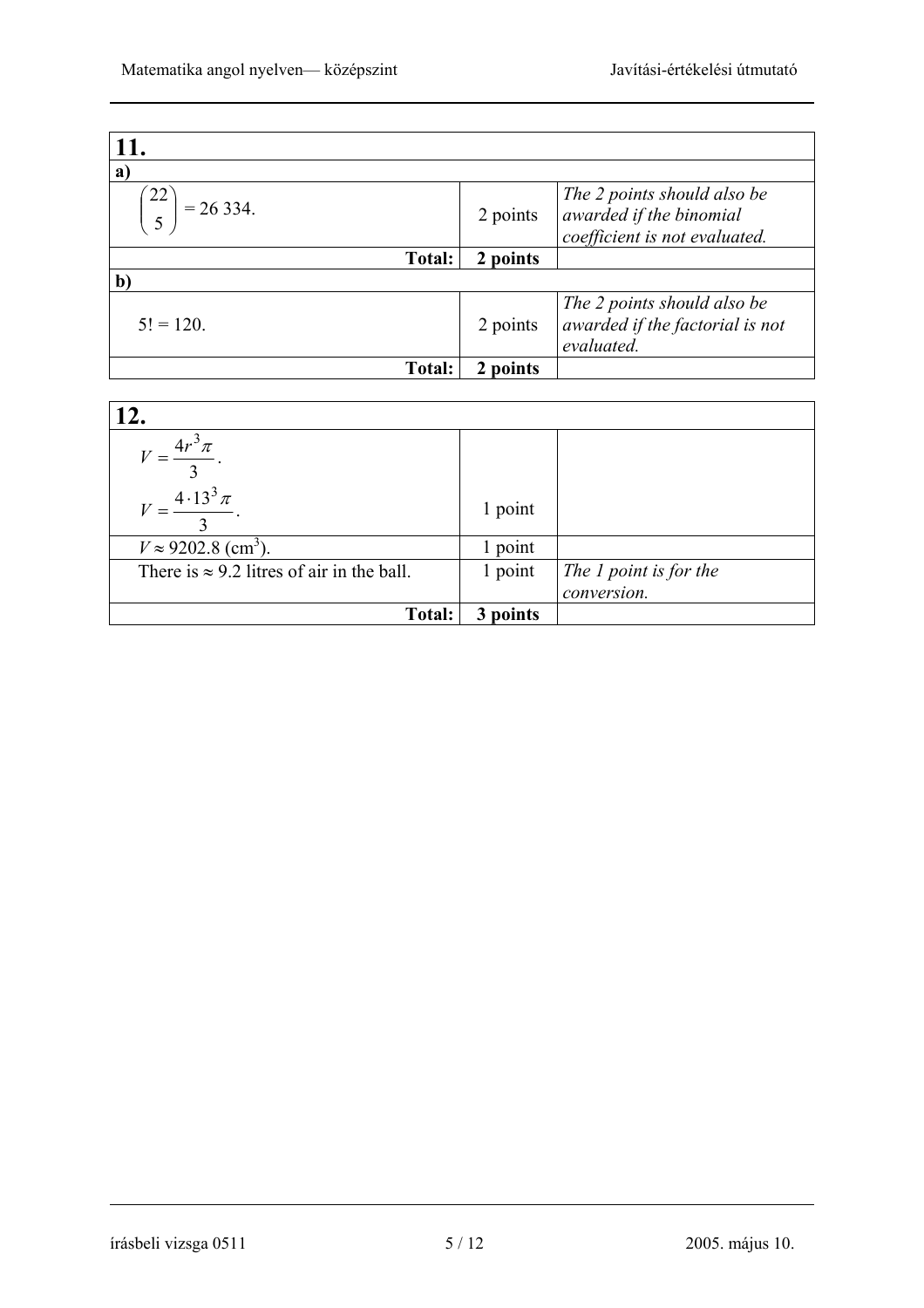| 11. | | |
|---|---|---|
| **a)** | | |
| $\binom{22}{5} = 26\,334.$ | 2 points | *The 2 points should also be awarded if the binomial coefficient is not evaluated.* |
| **Total:** | **2 points** | |
| **b)** | | |
| $5! = 120.$ | 2 points | *The 2 points should also be awarded if the factorial is not evaluated.* |
| **Total:** | **2 points** | |

| 12. | | |
|---|---|---|
| $V = \frac{4r^3\pi}{3}.$ $V = \frac{4 \cdot 13^3 \pi}{3}.$ | 1 point | |
| $V \approx 9202.8$ ($cm^3$). | 1 point | |
| There is $\approx$ 9.2 litres of air in the ball. | 1 point | *The 1 point is for the conversion.* |
| **Total:** | **3 points** | |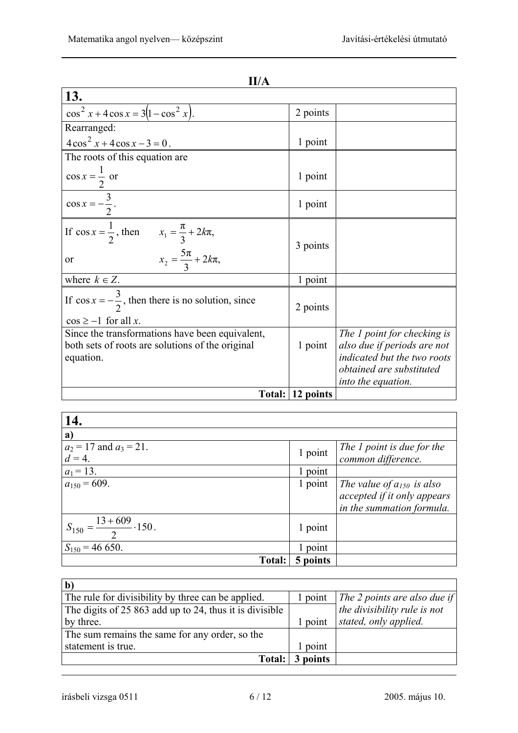## II/A

| 13. | | |
|---|---|---|
| $\cos^2 x + 4\cos x = 3\left(1 - \cos^2 x\right)$. | 2 points | |
| Rearranged: $4\cos^2 x + 4\cos x - 3 = 0$. | 1 point | |
| The roots of this equation are $\cos x = \frac{1}{2}$ or | 1 point | |
| $\cos x = -\frac{3}{2}$. | 1 point | |
| If $\cos x = \frac{1}{2}$, then $x_1 = \frac{\pi}{3} + 2k\pi$, or $x_2 = \frac{5\pi}{3} + 2k\pi$, | 3 points | |
| where $k \in Z$. | 1 point | |
| If $\cos x = -\frac{3}{2}$, then there is no solution, since $\cos \geq -1$ for all $x$. | 2 points | |
| Since the transformations have been equivalent, both sets of roots are solutions of the original equation. | 1 point | *The 1 point for checking is also due if periods are not indicated but the two roots obtained are substituted into the equation.* |
| **Total:** | **12 points** | |

| 14. | | |
|---|---|---|
| **a)** | | |
| $a_2 = 17$ and $a_3 = 21$. $d = 4$. | 1 point | *The 1 point is due for the common difference.* |
| $a_1 = 13$. | 1 point | |
| $a_{150} = 609$. | 1 point | *The value of $a_{150}$ is also accepted if it only appears in the summation formula.* |
| $S_{150} = \frac{13 + 609}{2} \cdot 150$. | 1 point | |
| $S_{150} = 46\,650$. | 1 point | |
| **Total:** | **5 points** | |

| b) | | |
|---|---|---|
| The rule for divisibility by three can be applied. | 1 point | *The 2 points are also due if the divisibility rule is not stated, only applied.* |
| The digits of 25 863 add up to 24, thus it is divisible by three. | 1 point | |
| The sum remains the same for any order, so the statement is true. | 1 point | |
| **Total:** | **3 points** | |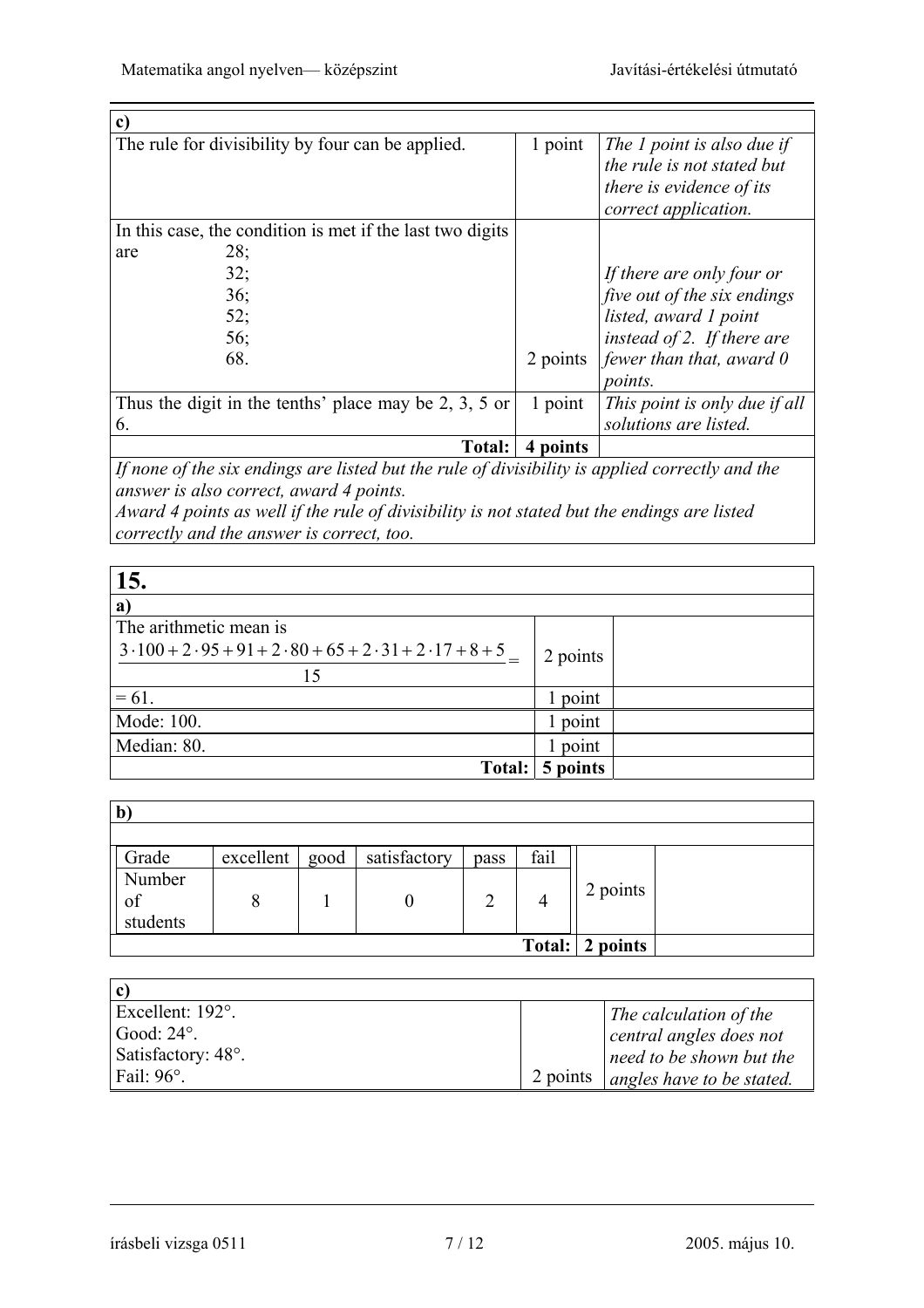| c) | | |
|---|---|---|
| The rule for divisibility by four can be applied. | 1 point | *The 1 point is also due if the rule is not stated but there is evidence of its correct application.* |
| In this case, the condition is met if the last two digits are 28; 32; 36; 52; 56; 68. | 2 points | *If there are only four or five out of the six endings listed, award 1 point instead of 2. If there are fewer than that, award 0 points.* |
| Thus the digit in the tenths' place may be 2, 3, 5 or 6. | 1 point | *This point is only due if all solutions are listed.* |
| **Total:** | **4 points** | |

*If none of the six endings are listed but the rule of divisibility is applied correctly and the answer is also correct, award 4 points.*
*Award 4 points as well if the rule of divisibility is not stated but the endings are listed correctly and the answer is correct, too.*

## 15.

| a) | | |
|---|---|---|
| The arithmetic mean is $\dfrac{3\cdot100+2\cdot95+91+2\cdot80+65+2\cdot31+2\cdot17+8+5}{15}=$ | 2 points | |
| $= 61$. | 1 point | |
| Mode: 100. | 1 point | |
| Median: 80. | 1 point | |
| **Total:** | **5 points** | |

**b)**

| Grade | excellent | good | satisfactory | pass | fail | | |
|---|---|---|---|---|---|---|---|
| Number of students | 8 | 1 | 0 | 2 | 4 | 2 points | |
| | | | | | **Total:** | **2 points** | |

| c) | | |
|---|---|---|
| Excellent: 192°. Good: 24°. Satisfactory: 48°. Fail: 96°. | 2 points | *The calculation of the central angles does not need to be shown but the angles have to be stated.* |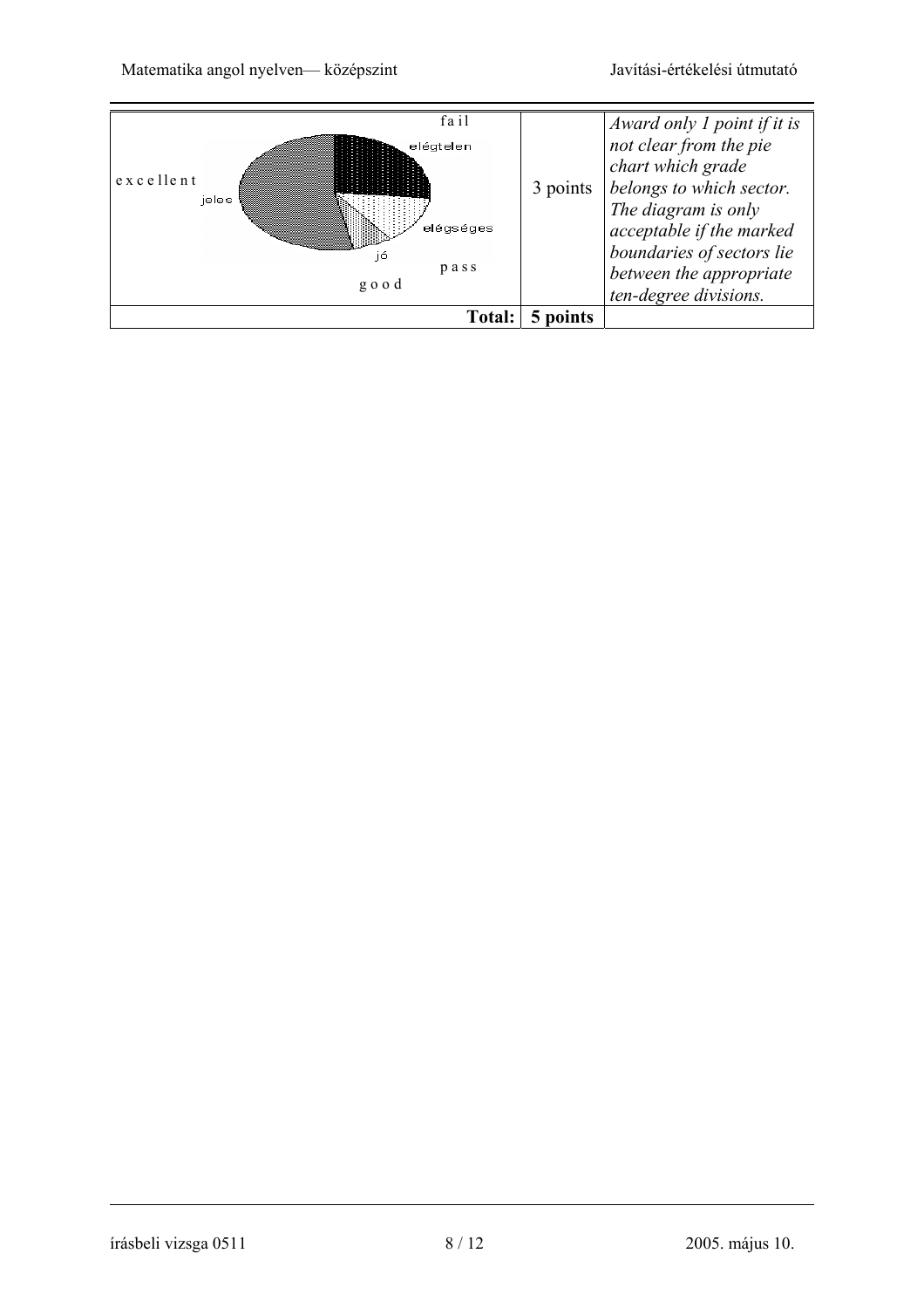| | | |
|---|---|---|
| fail elégtelen, excellent jeles, elégséges, jó, pass, good | 3 points | *Award only 1 point if it is not clear from the pie chart which grade belongs to which sector. The diagram is only acceptable if the marked boundaries of sectors lie between the appropriate ten-degree divisions.* |
| **Total:** | **5 points** | |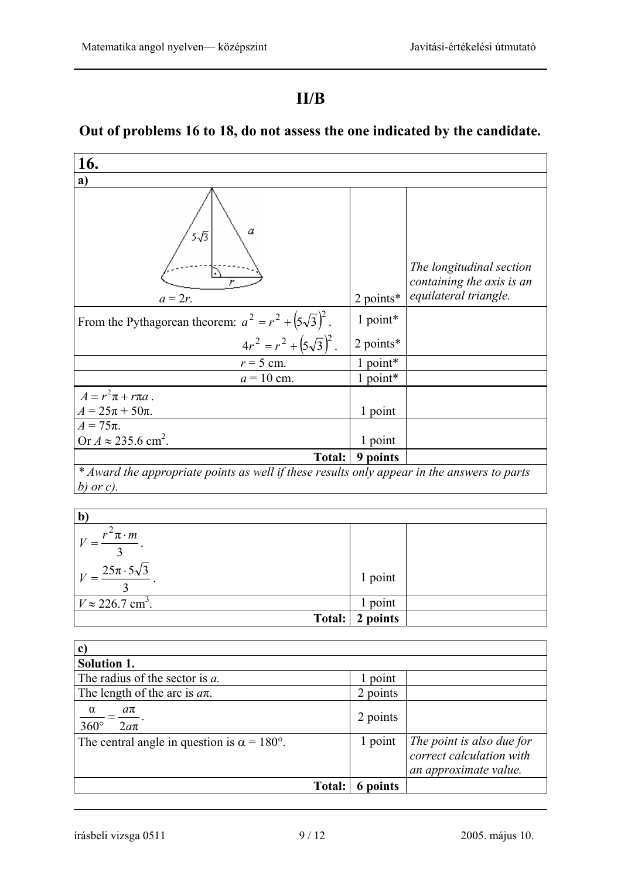# II/B

## Out of problems 16 to 18, do not assess the one indicated by the candidate.

| **16.** | | |
|---|---|---|
| **a)** | | |
| $a = 2r$. | 2 points* | *The longitudinal section containing the axis is an equilateral triangle.* |
| From the Pythagorean theorem: $a^2 = r^2 + \left(5\sqrt{3}\right)^2$. | 1 point* | |
| $4r^2 = r^2 + \left(5\sqrt{3}\right)^2$. | 2 points* | |
| $r = 5$ cm. | 1 point* | |
| $a = 10$ cm. | 1 point* | |
| $A = r^2\pi + r\pi a$. $A = 25\pi + 50\pi$. | 1 point | |
| $A = 75\pi$. Or $A \approx 235.6$ cm$^2$. | 1 point | |
| **Total:** | **9 points** | |
| *\* Award the appropriate points as well if these results only appear in the answers to parts b) or c).* | | |

| **b)** | | |
|---|---|---|
| $V = \dfrac{r^2\pi \cdot m}{3}$. $V = \dfrac{25\pi \cdot 5\sqrt{3}}{3}$. | 1 point | |
| $V \approx 226.7$ cm$^3$. | 1 point | |
| **Total:** | **2 points** | |

| **c)** | | |
|---|---|---|
| **Solution 1.** | | |
| The radius of the sector is $a$. | 1 point | |
| The length of the arc is $a\pi$. | 2 points | |
| $\dfrac{\alpha}{360°} = \dfrac{a\pi}{2a\pi}$. | 2 points | |
| The central angle in question is $\alpha = 180°$. | 1 point | *The point is also due for correct calculation with an approximate value.* |
| **Total:** | **6 points** | |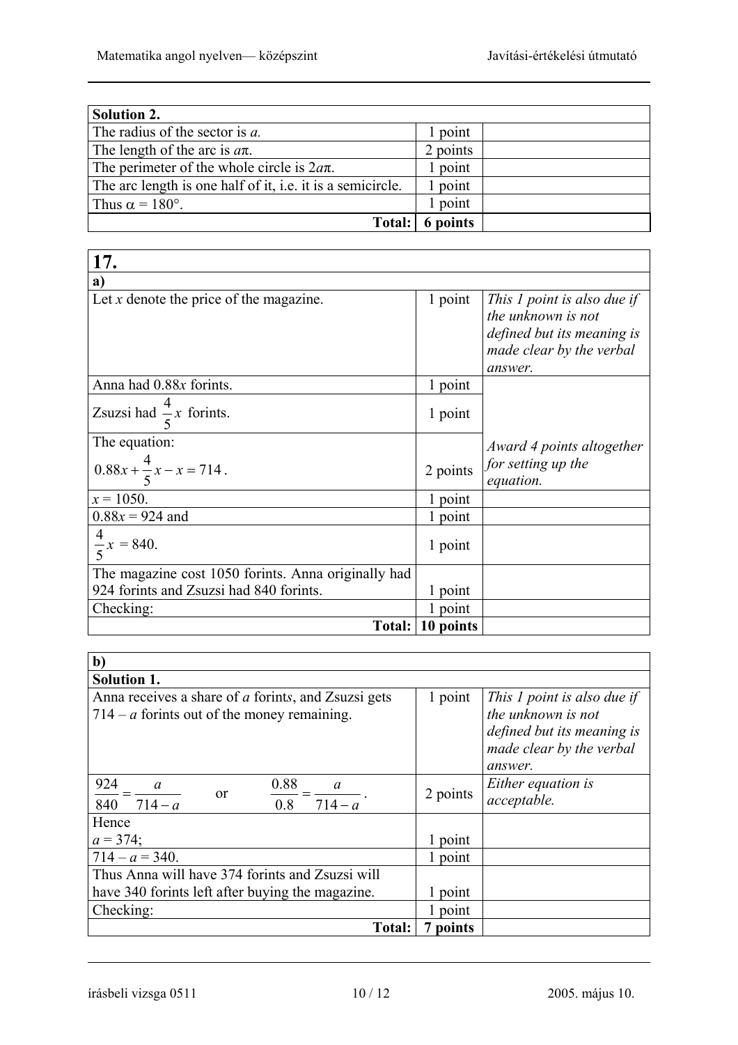| Solution 2. | | |
|---|---|---|
| The radius of the sector is $a$. | 1 point | |
| The length of the arc is $a\pi$. | 2 points | |
| The perimeter of the whole circle is $2a\pi$. | 1 point | |
| The arc length is one half of it, i.e. it is a semicircle. | 1 point | |
| Thus $\alpha = 180°$. | 1 point | |
| **Total:** | **6 points** | |

| **17.** | | |
|---|---|---|
| **a)** | | |
| Let $x$ denote the price of the magazine. | 1 point | *This 1 point is also due if the unknown is not defined but its meaning is made clear by the verbal answer.* |
| Anna had $0.88x$ forints. | 1 point | *Award 4 points altogether for setting up the equation.* |
| Zsuzsi had $\frac{4}{5}x$ forints. | 1 point | |
| The equation: $0.88x + \frac{4}{5}x - x = 714$. | 2 points | |
| $x = 1050$. | 1 point | |
| $0.88x = 924$ and | 1 point | |
| $\frac{4}{5}x = 840$. | 1 point | |
| The magazine cost 1050 forints. Anna originally had 924 forints and Zsuzsi had 840 forints. | 1 point | |
| Checking: | 1 point | |
| **Total:** | **10 points** | |

| **b)** | | |
|---|---|---|
| **Solution 1.** | | |
| Anna receives a share of $a$ forints, and Zsuzsi gets $714 - a$ forints out of the money remaining. | 1 point | *This 1 point is also due if the unknown is not defined but its meaning is made clear by the verbal answer.* |
| $\frac{924}{840} = \frac{a}{714 - a}$ or $\frac{0.88}{0.8} = \frac{a}{714 - a}$. | 2 points | *Either equation is acceptable.* |
| Hence $a = 374$; | 1 point | |
| $714 - a = 340$. | 1 point | |
| Thus Anna will have 374 forints and Zsuzsi will have 340 forints left after buying the magazine. | 1 point | |
| Checking: | 1 point | |
| **Total:** | **7 points** | |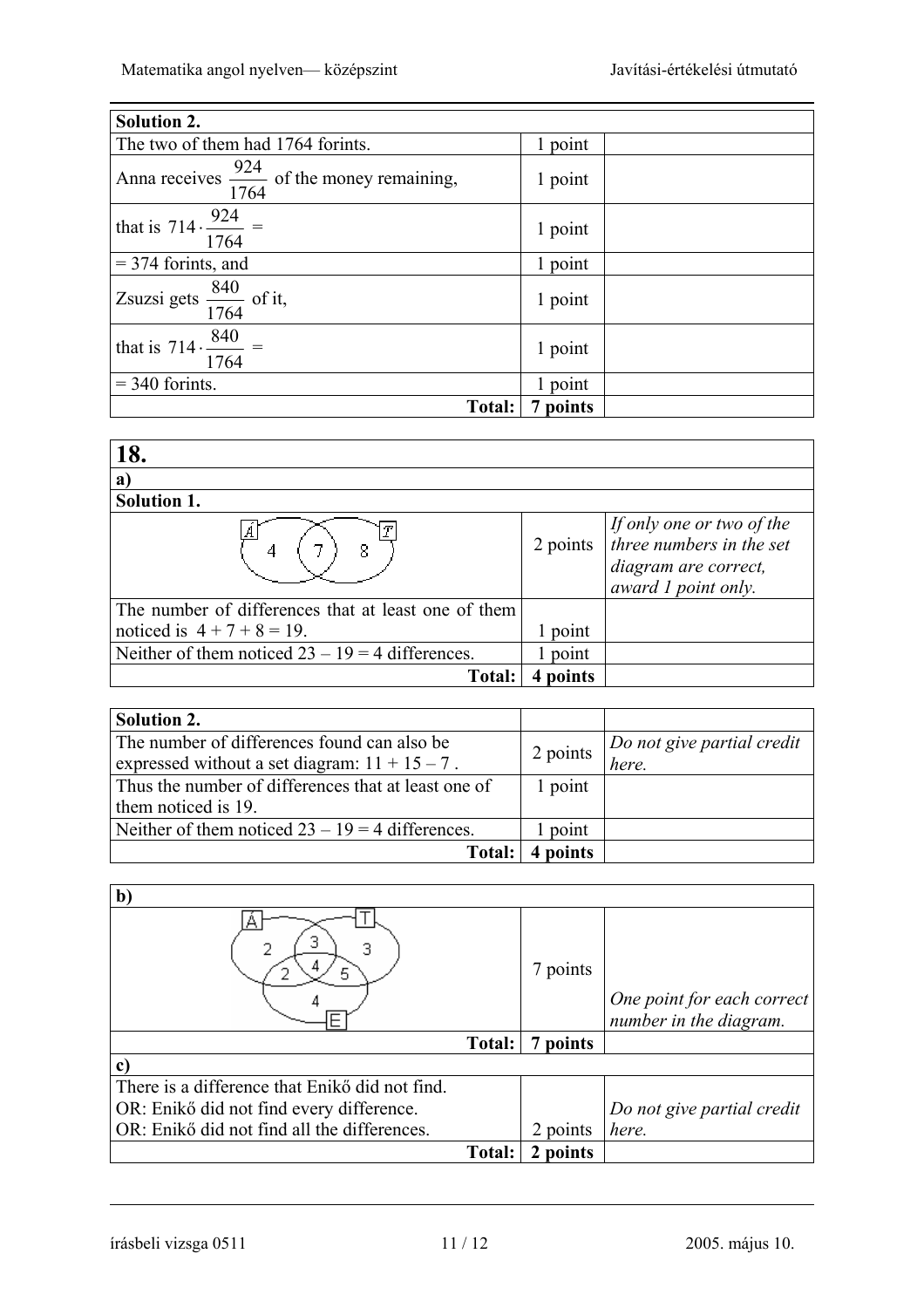| **Solution 2.** | | |
|---|---|---|
| The two of them had 1764 forints. | 1 point | |
| Anna receives $\frac{924}{1764}$ of the money remaining, | 1 point | |
| that is $714 \cdot \frac{924}{1764} =$ | 1 point | |
| $= 374$ forints, and | 1 point | |
| Zsuzsi gets $\frac{840}{1764}$ of it, | 1 point | |
| that is $714 \cdot \frac{840}{1764} =$ | 1 point | |
| $= 340$ forints. | 1 point | |
| **Total:** | **7 points** | |

| **18.** | | |
|---|---|---|
| **a)** | | |
| **Solution 1.** | | |
| Set diagram: Á only: 4; Á and T: 7; T only: 8 | 2 points | *If only one or two of the three numbers in the set diagram are correct, award 1 point only.* |
| The number of differences that at least one of them noticed is $4 + 7 + 8 = 19$. | 1 point | |
| Neither of them noticed $23 - 19 = 4$ differences. | 1 point | |
| **Total:** | **4 points** | |

| **Solution 2.** | | |
|---|---|---|
| The number of differences found can also be expressed without a set diagram: $11 + 15 - 7$ . | 2 points | *Do not give partial credit here.* |
| Thus the number of differences that at least one of them noticed is 19. | 1 point | |
| Neither of them noticed $23 - 19 = 4$ differences. | 1 point | |
| **Total:** | **4 points** | |

| **b)** | | |
|---|---|---|
| Set diagram: Á only: 2; Á and T only: 3; T only: 3; Á and E only: 2; Á, T and E: 4; T and E only: 5; E only: 4 | 7 points | *One point for each correct number in the diagram.* |
| **Total:** | **7 points** | |
| **c)** | | |
| There is a difference that Enikő did not find.<br>OR: Enikő did not find every difference.<br>OR: Enikő did not find all the differences. | 2 points | *Do not give partial credit here.* |
| **Total:** | **2 points** | |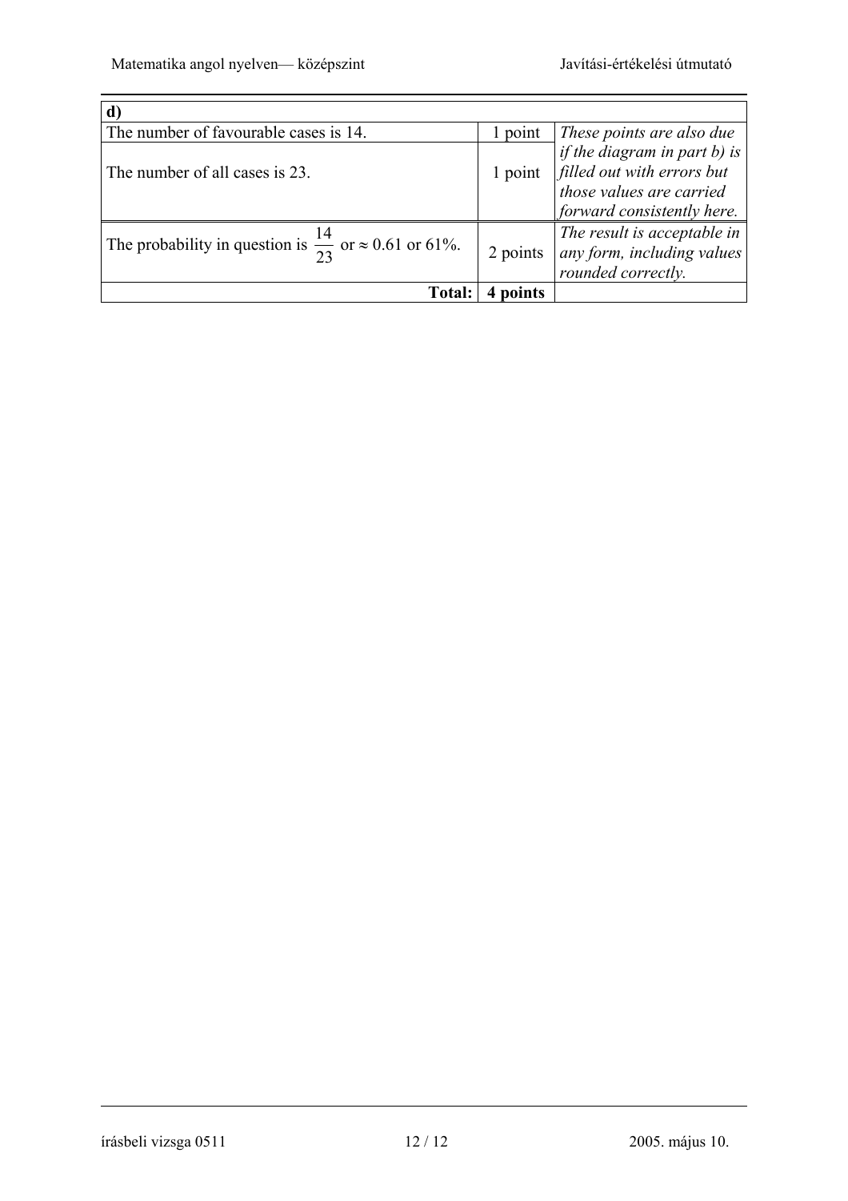| d) | | |
|---|---|---|
| The number of favourable cases is 14. | 1 point | *These points are also due if the diagram in part b) is filled out with errors but those values are carried forward consistently here.* |
| The number of all cases is 23. | 1 point | |
| The probability in question is $\frac{14}{23}$ or $\approx 0.61$ or 61%. | 2 points | *The result is acceptable in any form, including values rounded correctly.* |
| **Total:** | **4 points** | |